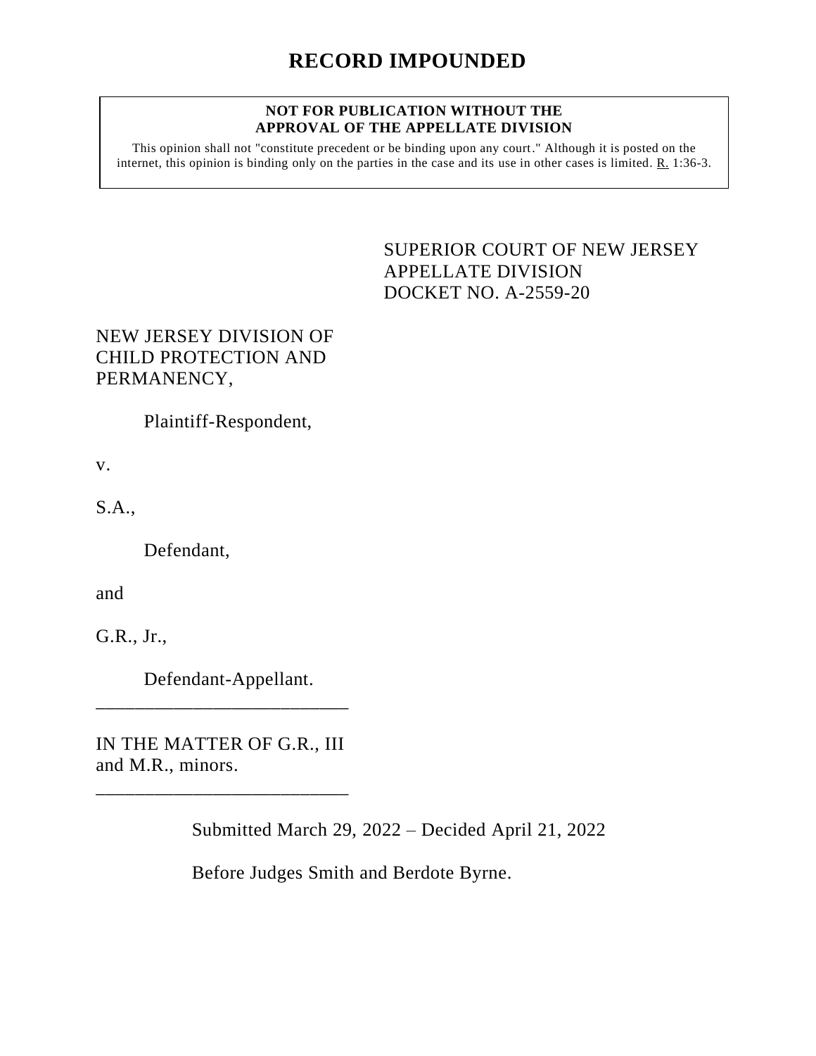# RECORD IMPOUNDED

**NOT FOR PUBLICATION WITHOUT THE APPROVAL OF THE APPELLATE DIVISION**

This opinion shall not "constitute precedent or be binding upon any court." Although it is posted on the internet, this opinion is binding only on the parties in the case and its use in other cases is limited. R. 1:36-3.

SUPERIOR COURT OF NEW JERSEY
APPELLATE DIVISION
DOCKET NO. A-2559-20

NEW JERSEY DIVISION OF CHILD PROTECTION AND PERMANENCY,

Plaintiff-Respondent,

v.

S.A.,

Defendant,

and

G.R., Jr.,

Defendant-Appellant.

---

IN THE MATTER OF G.R., III and M.R., minors.

---

Submitted March 29, 2022 – Decided April 21, 2022

Before Judges Smith and Berdote Byrne.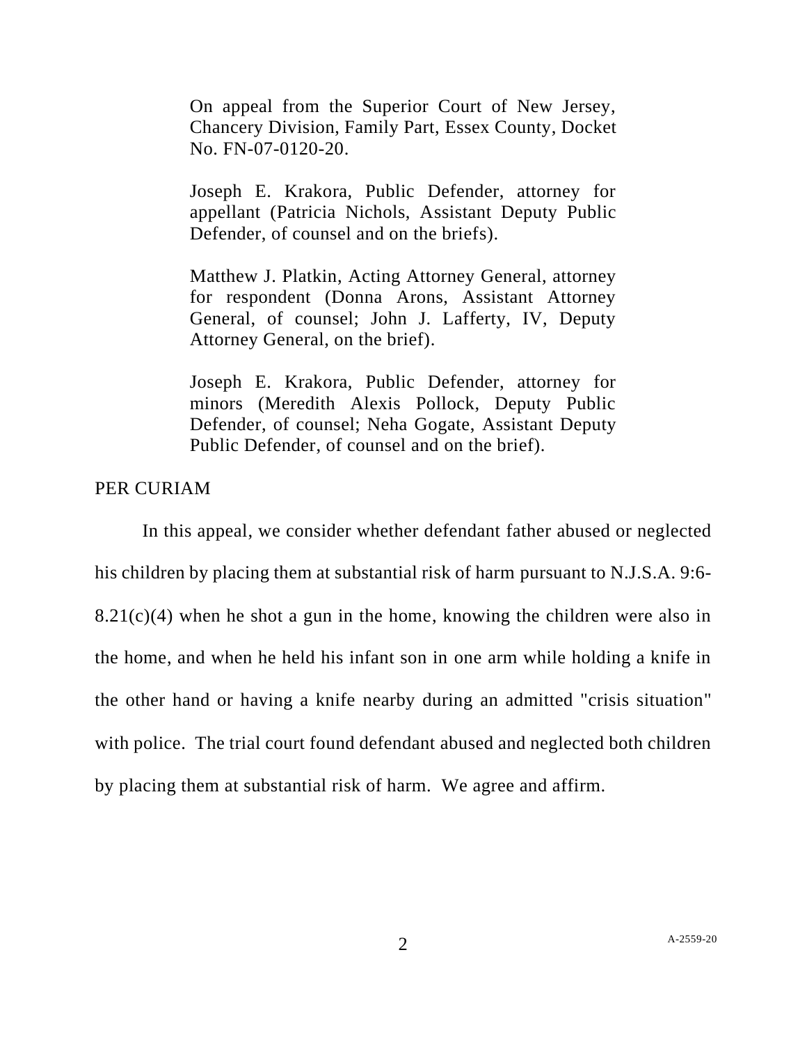On appeal from the Superior Court of New Jersey, Chancery Division, Family Part, Essex County, Docket No. FN-07-0120-20.

Joseph E. Krakora, Public Defender, attorney for appellant (Patricia Nichols, Assistant Deputy Public Defender, of counsel and on the briefs).

Matthew J. Platkin, Acting Attorney General, attorney for respondent (Donna Arons, Assistant Attorney General, of counsel; John J. Lafferty, IV, Deputy Attorney General, on the brief).

Joseph E. Krakora, Public Defender, attorney for minors (Meredith Alexis Pollock, Deputy Public Defender, of counsel; Neha Gogate, Assistant Deputy Public Defender, of counsel and on the brief).

PER CURIAM

In this appeal, we consider whether defendant father abused or neglected his children by placing them at substantial risk of harm pursuant to N.J.S.A. 9:6-8.21(c)(4) when he shot a gun in the home, knowing the children were also in the home, and when he held his infant son in one arm while holding a knife in the other hand or having a knife nearby during an admitted "crisis situation" with police. The trial court found defendant abused and neglected both children by placing them at substantial risk of harm. We agree and affirm.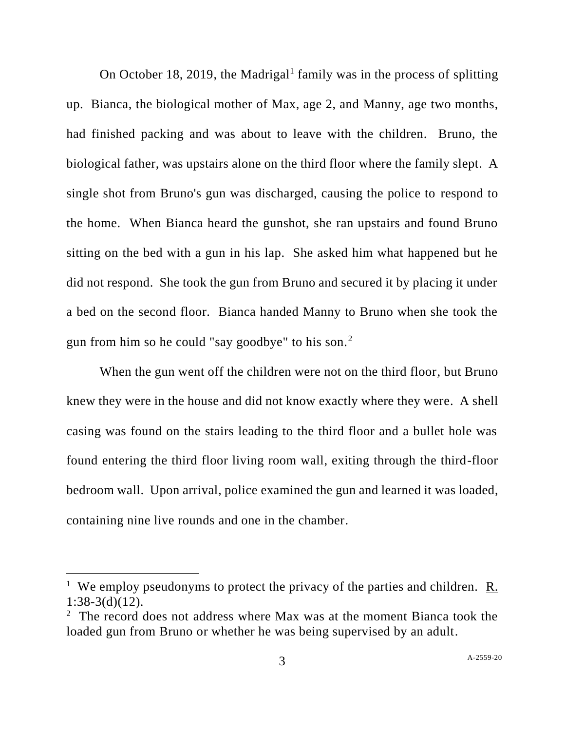On October 18, 2019, the Madrigal[1] family was in the process of splitting up. Bianca, the biological mother of Max, age 2, and Manny, age two months, had finished packing and was about to leave with the children. Bruno, the biological father, was upstairs alone on the third floor where the family slept. A single shot from Bruno's gun was discharged, causing the police to respond to the home. When Bianca heard the gunshot, she ran upstairs and found Bruno sitting on the bed with a gun in his lap. She asked him what happened but he did not respond. She took the gun from Bruno and secured it by placing it under a bed on the second floor. Bianca handed Manny to Bruno when she took the gun from him so he could "say goodbye" to his son.[2]

When the gun went off the children were not on the third floor, but Bruno knew they were in the house and did not know exactly where they were. A shell casing was found on the stairs leading to the third floor and a bullet hole was found entering the third floor living room wall, exiting through the third-floor bedroom wall. Upon arrival, police examined the gun and learned it was loaded, containing nine live rounds and one in the chamber.

---

[1] We employ pseudonyms to protect the privacy of the parties and children. R. 1:38-3(d)(12).

[2] The record does not address where Max was at the moment Bianca took the loaded gun from Bruno or whether he was being supervised by an adult.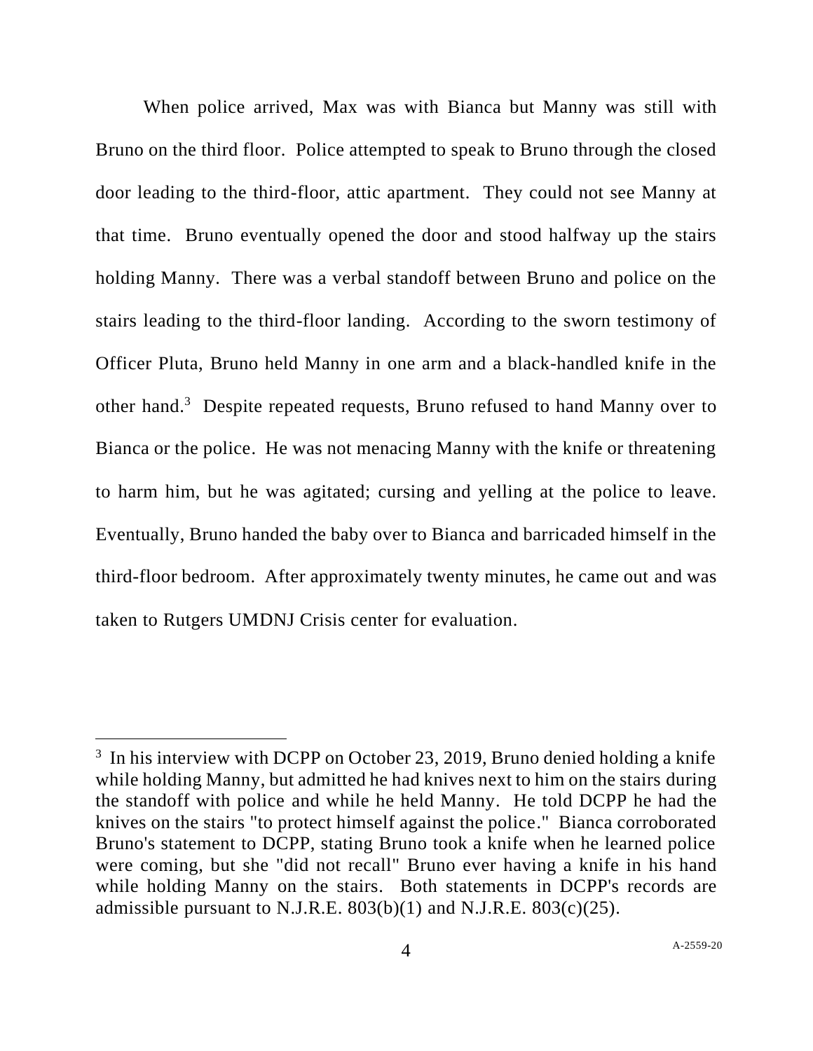When police arrived, Max was with Bianca but Manny was still with Bruno on the third floor. Police attempted to speak to Bruno through the closed door leading to the third-floor, attic apartment. They could not see Manny at that time. Bruno eventually opened the door and stood halfway up the stairs holding Manny. There was a verbal standoff between Bruno and police on the stairs leading to the third-floor landing. According to the sworn testimony of Officer Pluta, Bruno held Manny in one arm and a black-handled knife in the other hand.[3] Despite repeated requests, Bruno refused to hand Manny over to Bianca or the police. He was not menacing Manny with the knife or threatening to harm him, but he was agitated; cursing and yelling at the police to leave. Eventually, Bruno handed the baby over to Bianca and barricaded himself in the third-floor bedroom. After approximately twenty minutes, he came out and was taken to Rutgers UMDNJ Crisis center for evaluation.

---

[3] In his interview with DCPP on October 23, 2019, Bruno denied holding a knife while holding Manny, but admitted he had knives next to him on the stairs during the standoff with police and while he held Manny. He told DCPP he had the knives on the stairs "to protect himself against the police." Bianca corroborated Bruno's statement to DCPP, stating Bruno took a knife when he learned police were coming, but she "did not recall" Bruno ever having a knife in his hand while holding Manny on the stairs. Both statements in DCPP's records are admissible pursuant to N.J.R.E. 803(b)(1) and N.J.R.E. 803(c)(25).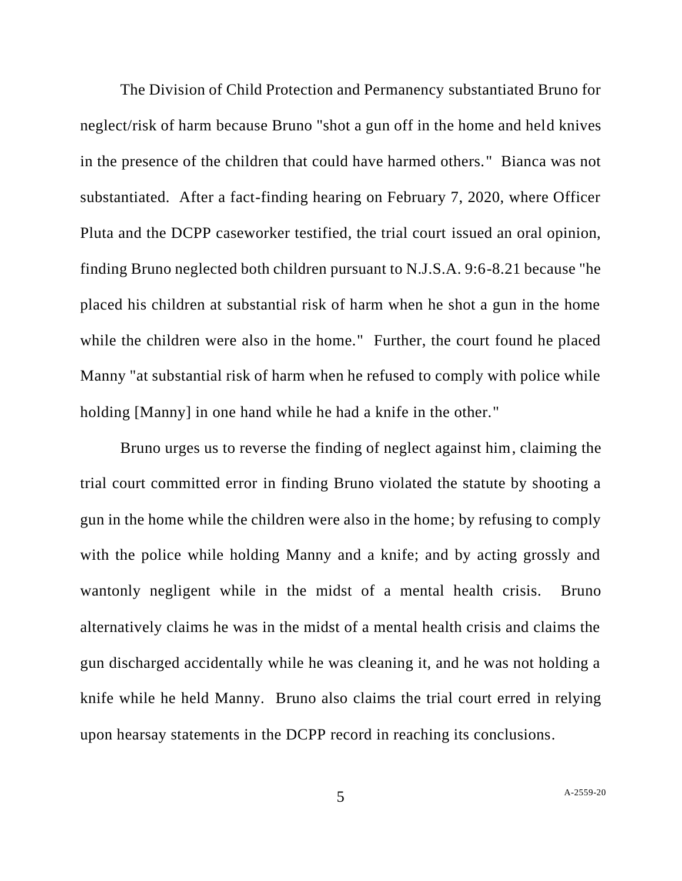The Division of Child Protection and Permanency substantiated Bruno for neglect/risk of harm because Bruno "shot a gun off in the home and held knives in the presence of the children that could have harmed others." Bianca was not substantiated. After a fact-finding hearing on February 7, 2020, where Officer Pluta and the DCPP caseworker testified, the trial court issued an oral opinion, finding Bruno neglected both children pursuant to N.J.S.A. 9:6-8.21 because "he placed his children at substantial risk of harm when he shot a gun in the home while the children were also in the home." Further, the court found he placed Manny "at substantial risk of harm when he refused to comply with police while holding [Manny] in one hand while he had a knife in the other."

Bruno urges us to reverse the finding of neglect against him, claiming the trial court committed error in finding Bruno violated the statute by shooting a gun in the home while the children were also in the home; by refusing to comply with the police while holding Manny and a knife; and by acting grossly and wantonly negligent while in the midst of a mental health crisis. Bruno alternatively claims he was in the midst of a mental health crisis and claims the gun discharged accidentally while he was cleaning it, and he was not holding a knife while he held Manny. Bruno also claims the trial court erred in relying upon hearsay statements in the DCPP record in reaching its conclusions.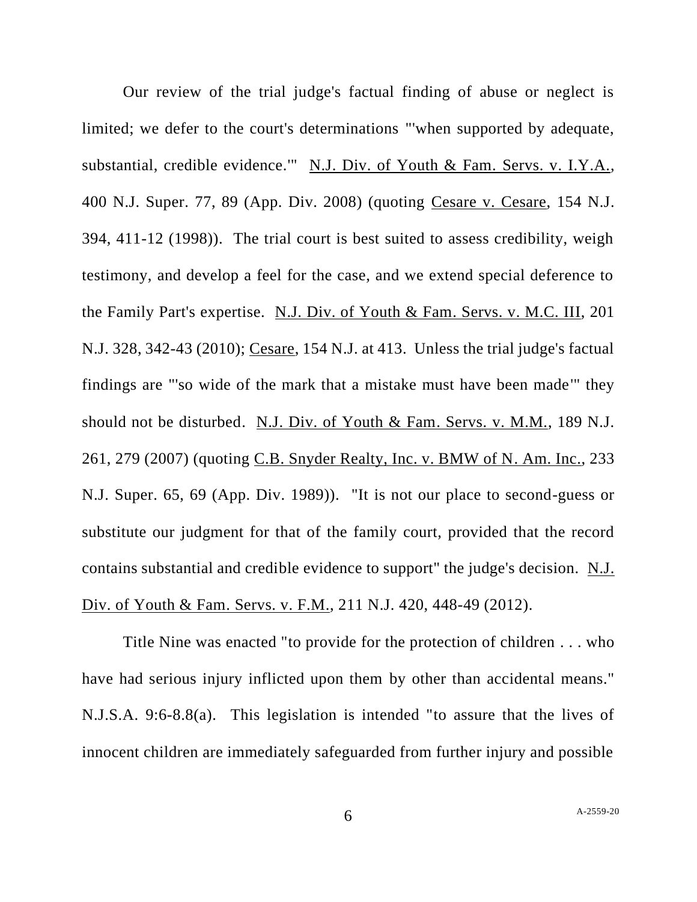Our review of the trial judge's factual finding of abuse or neglect is limited; we defer to the court's determinations "'when supported by adequate, substantial, credible evidence.'" N.J. Div. of Youth & Fam. Servs. v. I.Y.A., 400 N.J. Super. 77, 89 (App. Div. 2008) (quoting Cesare v. Cesare, 154 N.J. 394, 411-12 (1998)). The trial court is best suited to assess credibility, weigh testimony, and develop a feel for the case, and we extend special deference to the Family Part's expertise. N.J. Div. of Youth & Fam. Servs. v. M.C. III, 201 N.J. 328, 342-43 (2010); Cesare, 154 N.J. at 413. Unless the trial judge's factual findings are "'so wide of the mark that a mistake must have been made'" they should not be disturbed. N.J. Div. of Youth & Fam. Servs. v. M.M., 189 N.J. 261, 279 (2007) (quoting C.B. Snyder Realty, Inc. v. BMW of N. Am. Inc., 233 N.J. Super. 65, 69 (App. Div. 1989)). "It is not our place to second-guess or substitute our judgment for that of the family court, provided that the record contains substantial and credible evidence to support" the judge's decision. N.J. Div. of Youth & Fam. Servs. v. F.M., 211 N.J. 420, 448-49 (2012).

Title Nine was enacted "to provide for the protection of children . . . who have had serious injury inflicted upon them by other than accidental means." N.J.S.A. 9:6-8.8(a). This legislation is intended "to assure that the lives of innocent children are immediately safeguarded from further injury and possible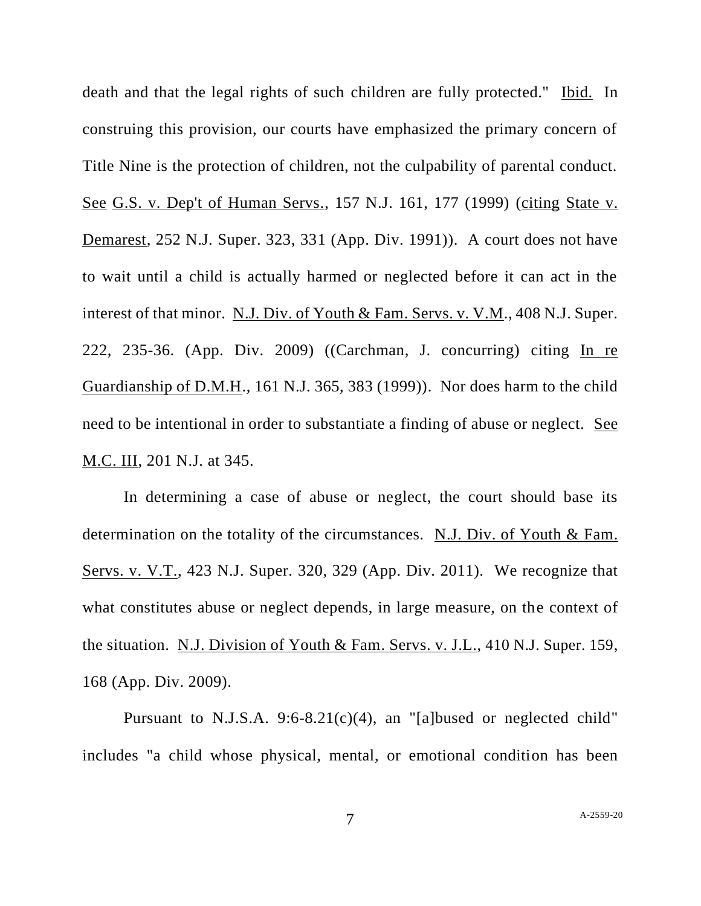death and that the legal rights of such children are fully protected." Ibid. In construing this provision, our courts have emphasized the primary concern of Title Nine is the protection of children, not the culpability of parental conduct. See G.S. v. Dep't of Human Servs., 157 N.J. 161, 177 (1999) (citing State v. Demarest, 252 N.J. Super. 323, 331 (App. Div. 1991)). A court does not have to wait until a child is actually harmed or neglected before it can act in the interest of that minor. N.J. Div. of Youth & Fam. Servs. v. V.M., 408 N.J. Super. 222, 235-36. (App. Div. 2009) ((Carchman, J. concurring) citing In re Guardianship of D.M.H., 161 N.J. 365, 383 (1999)). Nor does harm to the child need to be intentional in order to substantiate a finding of abuse or neglect. See M.C. III, 201 N.J. at 345.

In determining a case of abuse or neglect, the court should base its determination on the totality of the circumstances. N.J. Div. of Youth & Fam. Servs. v. V.T., 423 N.J. Super. 320, 329 (App. Div. 2011). We recognize that what constitutes abuse or neglect depends, in large measure, on the context of the situation. N.J. Division of Youth & Fam. Servs. v. J.L., 410 N.J. Super. 159, 168 (App. Div. 2009).

Pursuant to N.J.S.A. 9:6-8.21(c)(4), an "[a]bused or neglected child" includes "a child whose physical, mental, or emotional condition has been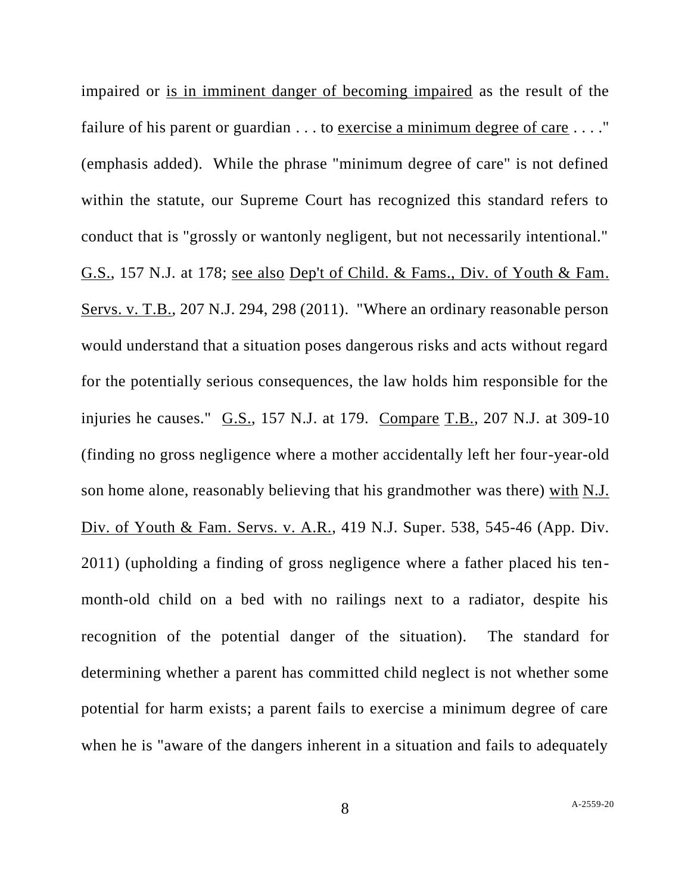impaired or <u>is in imminent danger of becoming impaired</u> as the result of the failure of his parent or guardian . . . to <u>exercise a minimum degree of care</u> . . . ." (emphasis added). While the phrase "minimum degree of care" is not defined within the statute, our Supreme Court has recognized this standard refers to conduct that is "grossly or wantonly negligent, but not necessarily intentional." <u>G.S.</u>, 157 N.J. at 178; <u>see also</u> <u>Dep't of Child. & Fams., Div. of Youth & Fam. Servs. v. T.B.</u>, 207 N.J. 294, 298 (2011). "Where an ordinary reasonable person would understand that a situation poses dangerous risks and acts without regard for the potentially serious consequences, the law holds him responsible for the injuries he causes." <u>G.S.</u>, 157 N.J. at 179. <u>Compare</u> <u>T.B.</u>, 207 N.J. at 309-10 (finding no gross negligence where a mother accidentally left her four-year-old son home alone, reasonably believing that his grandmother was there) <u>with</u> <u>N.J. Div. of Youth & Fam. Servs. v. A.R.</u>, 419 N.J. Super. 538, 545-46 (App. Div. 2011) (upholding a finding of gross negligence where a father placed his ten-month-old child on a bed with no railings next to a radiator, despite his recognition of the potential danger of the situation). The standard for determining whether a parent has committed child neglect is not whether some potential for harm exists; a parent fails to exercise a minimum degree of care when he is "aware of the dangers inherent in a situation and fails to adequately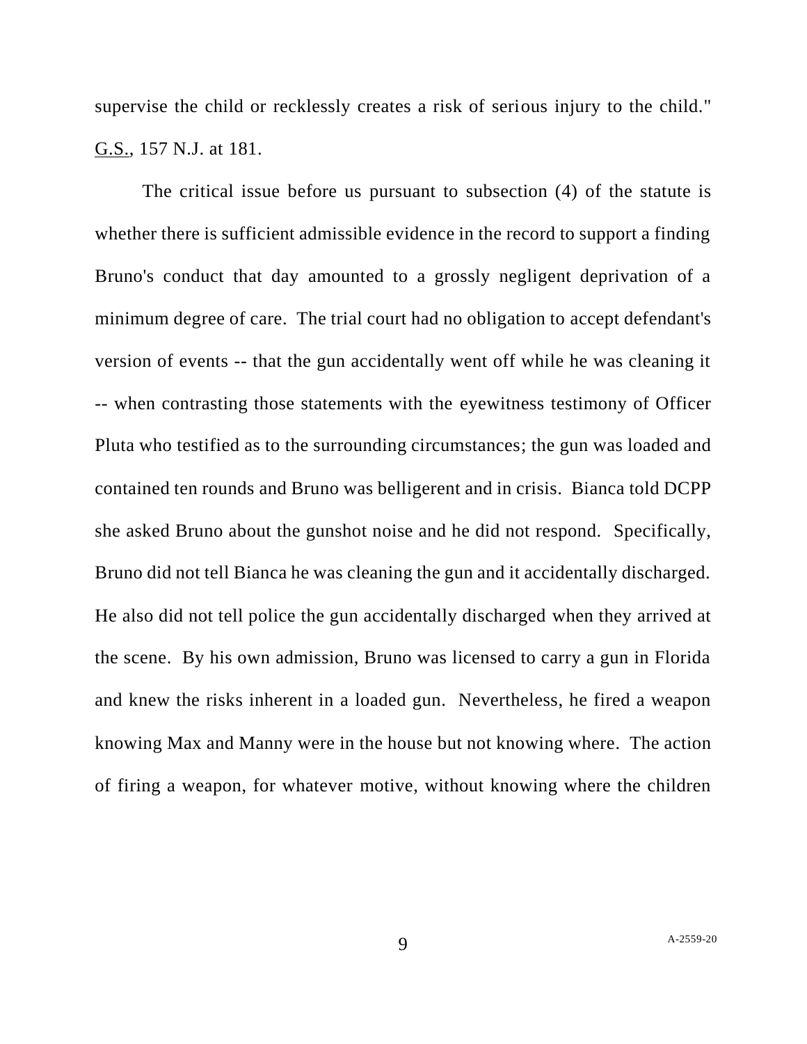supervise the child or recklessly creates a risk of serious injury to the child." G.S., 157 N.J. at 181.

The critical issue before us pursuant to subsection (4) of the statute is whether there is sufficient admissible evidence in the record to support a finding Bruno's conduct that day amounted to a grossly negligent deprivation of a minimum degree of care. The trial court had no obligation to accept defendant's version of events -- that the gun accidentally went off while he was cleaning it -- when contrasting those statements with the eyewitness testimony of Officer Pluta who testified as to the surrounding circumstances; the gun was loaded and contained ten rounds and Bruno was belligerent and in crisis. Bianca told DCPP she asked Bruno about the gunshot noise and he did not respond. Specifically, Bruno did not tell Bianca he was cleaning the gun and it accidentally discharged. He also did not tell police the gun accidentally discharged when they arrived at the scene. By his own admission, Bruno was licensed to carry a gun in Florida and knew the risks inherent in a loaded gun. Nevertheless, he fired a weapon knowing Max and Manny were in the house but not knowing where. The action of firing a weapon, for whatever motive, without knowing where the children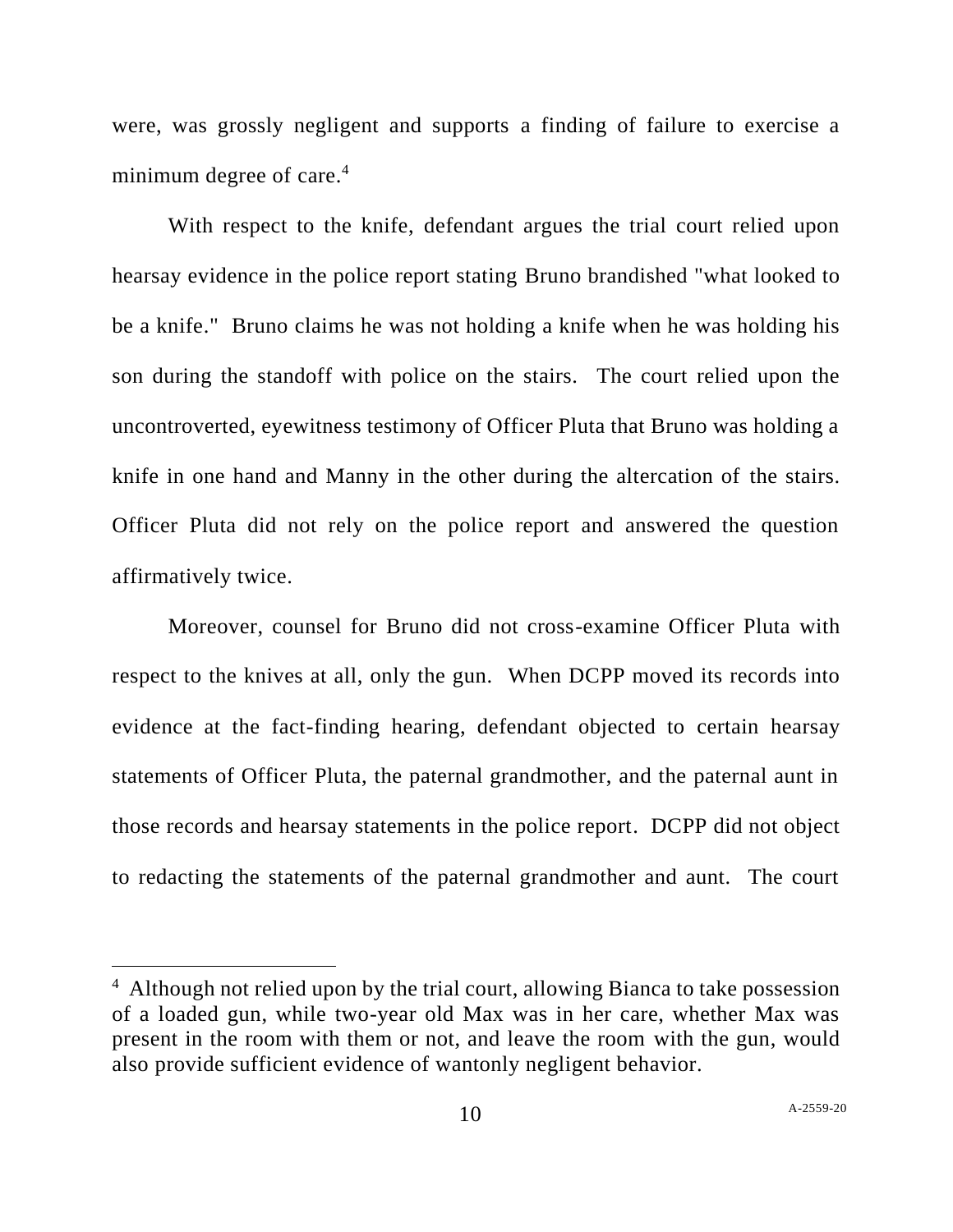were, was grossly negligent and supports a finding of failure to exercise a minimum degree of care.[4]

With respect to the knife, defendant argues the trial court relied upon hearsay evidence in the police report stating Bruno brandished "what looked to be a knife." Bruno claims he was not holding a knife when he was holding his son during the standoff with police on the stairs. The court relied upon the uncontroverted, eyewitness testimony of Officer Pluta that Bruno was holding a knife in one hand and Manny in the other during the altercation of the stairs. Officer Pluta did not rely on the police report and answered the question affirmatively twice.

Moreover, counsel for Bruno did not cross-examine Officer Pluta with respect to the knives at all, only the gun. When DCPP moved its records into evidence at the fact-finding hearing, defendant objected to certain hearsay statements of Officer Pluta, the paternal grandmother, and the paternal aunt in those records and hearsay statements in the police report. DCPP did not object to redacting the statements of the paternal grandmother and aunt. The court

---

[4] Although not relied upon by the trial court, allowing Bianca to take possession of a loaded gun, while two-year old Max was in her care, whether Max was present in the room with them or not, and leave the room with the gun, would also provide sufficient evidence of wantonly negligent behavior.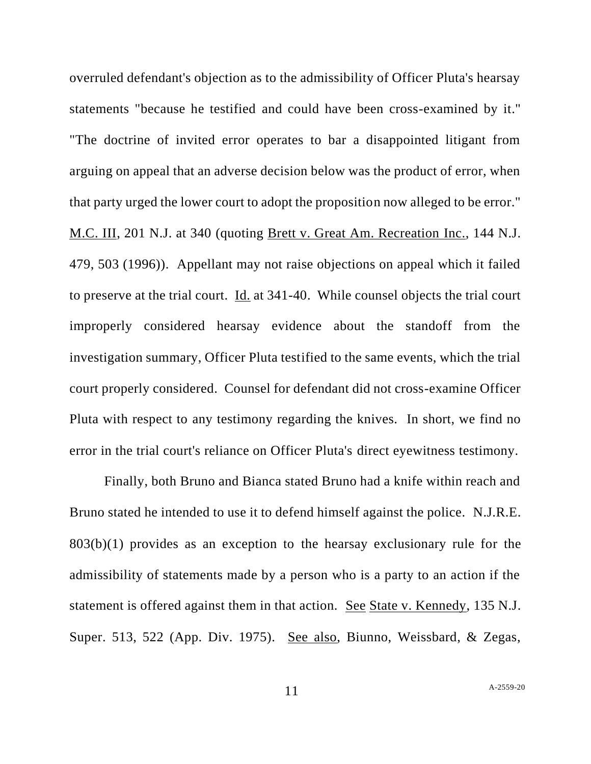overruled defendant's objection as to the admissibility of Officer Pluta's hearsay statements "because he testified and could have been cross-examined by it." "The doctrine of invited error operates to bar a disappointed litigant from arguing on appeal that an adverse decision below was the product of error, when that party urged the lower court to adopt the proposition now alleged to be error." M.C. III, 201 N.J. at 340 (quoting Brett v. Great Am. Recreation Inc., 144 N.J. 479, 503 (1996)). Appellant may not raise objections on appeal which it failed to preserve at the trial court. Id. at 341-40. While counsel objects the trial court improperly considered hearsay evidence about the standoff from the investigation summary, Officer Pluta testified to the same events, which the trial court properly considered. Counsel for defendant did not cross-examine Officer Pluta with respect to any testimony regarding the knives. In short, we find no error in the trial court's reliance on Officer Pluta's direct eyewitness testimony.

Finally, both Bruno and Bianca stated Bruno had a knife within reach and Bruno stated he intended to use it to defend himself against the police. N.J.R.E. 803(b)(1) provides as an exception to the hearsay exclusionary rule for the admissibility of statements made by a person who is a party to an action if the statement is offered against them in that action. See State v. Kennedy, 135 N.J. Super. 513, 522 (App. Div. 1975). See also, Biunno, Weissbard, & Zegas,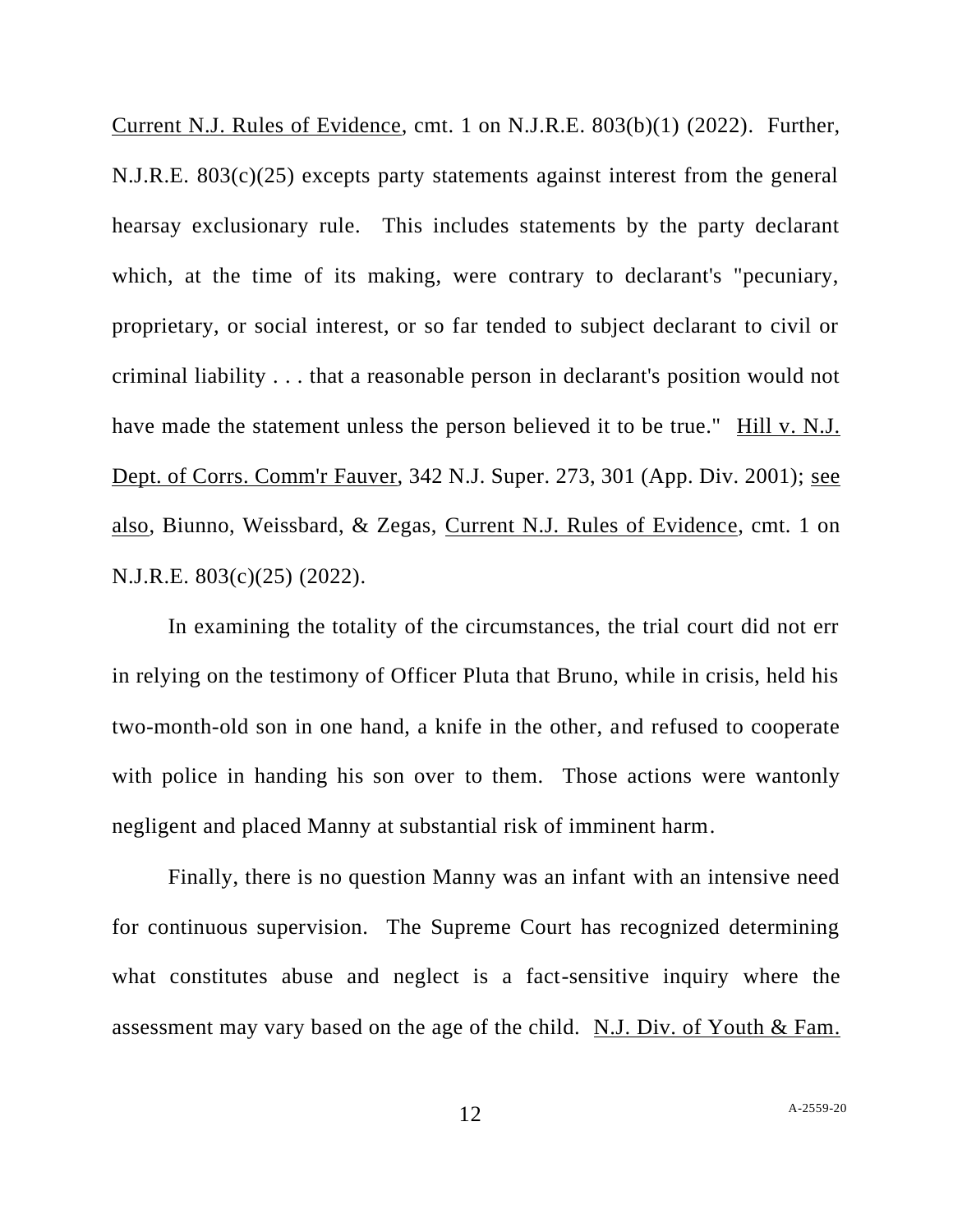Current N.J. Rules of Evidence, cmt. 1 on N.J.R.E. 803(b)(1) (2022). Further, N.J.R.E. 803(c)(25) excepts party statements against interest from the general hearsay exclusionary rule. This includes statements by the party declarant which, at the time of its making, were contrary to declarant's "pecuniary, proprietary, or social interest, or so far tended to subject declarant to civil or criminal liability . . . that a reasonable person in declarant's position would not have made the statement unless the person believed it to be true." Hill v. N.J. Dept. of Corrs. Comm'r Fauver, 342 N.J. Super. 273, 301 (App. Div. 2001); see also, Biunno, Weissbard, & Zegas, Current N.J. Rules of Evidence, cmt. 1 on N.J.R.E. 803(c)(25) (2022).

In examining the totality of the circumstances, the trial court did not err in relying on the testimony of Officer Pluta that Bruno, while in crisis, held his two-month-old son in one hand, a knife in the other, and refused to cooperate with police in handing his son over to them. Those actions were wantonly negligent and placed Manny at substantial risk of imminent harm.

Finally, there is no question Manny was an infant with an intensive need for continuous supervision. The Supreme Court has recognized determining what constitutes abuse and neglect is a fact-sensitive inquiry where the assessment may vary based on the age of the child. N.J. Div. of Youth & Fam.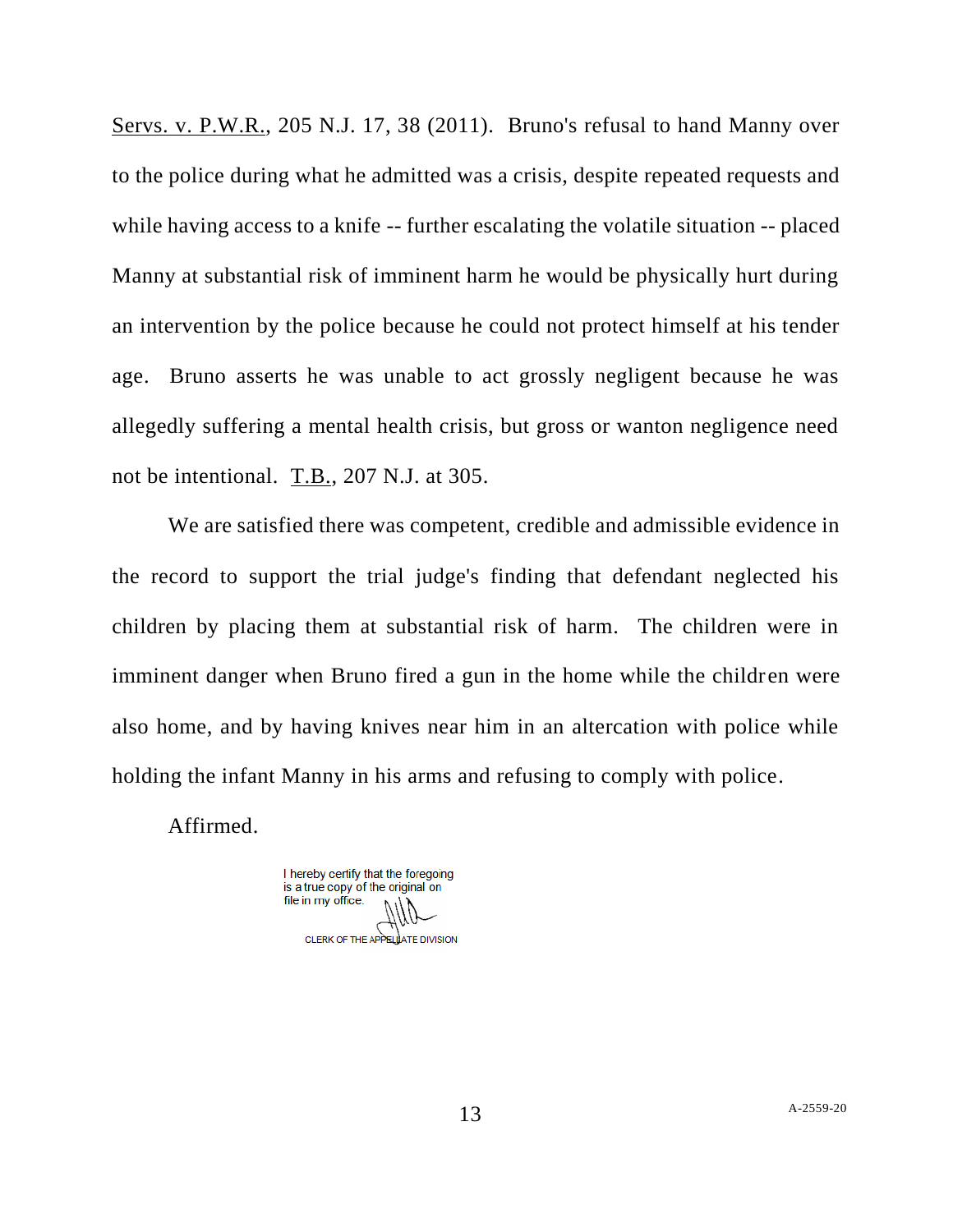Servs. v. P.W.R., 205 N.J. 17, 38 (2011). Bruno's refusal to hand Manny over to the police during what he admitted was a crisis, despite repeated requests and while having access to a knife -- further escalating the volatile situation -- placed Manny at substantial risk of imminent harm he would be physically hurt during an intervention by the police because he could not protect himself at his tender age. Bruno asserts he was unable to act grossly negligent because he was allegedly suffering a mental health crisis, but gross or wanton negligence need not be intentional. T.B., 207 N.J. at 305.

We are satisfied there was competent, credible and admissible evidence in the record to support the trial judge's finding that defendant neglected his children by placing them at substantial risk of harm. The children were in imminent danger when Bruno fired a gun in the home while the children were also home, and by having knives near him in an altercation with police while holding the infant Manny in his arms and refusing to comply with police.

Affirmed.

I hereby certify that the foregoing is a true copy of the original on file in my office.

CLERK OF THE APPELLATE DIVISION